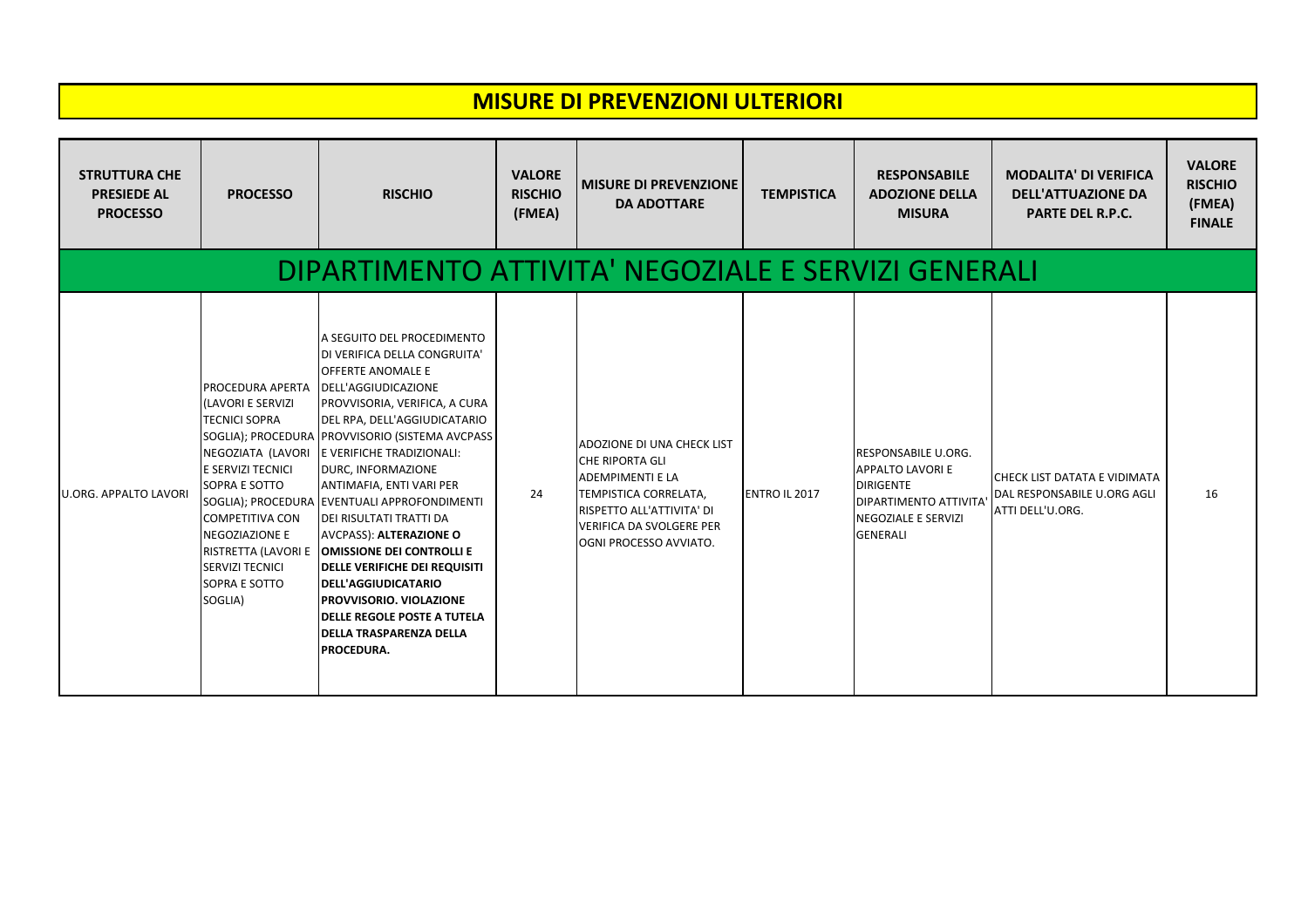# MISURE DI PREVENZIONI ULTERIORI

| STRUTTURA CHE PRESIEDE AL PROCESSO | PROCESSO | RISCHIO | VALORE RISCHIO (FMEA) | MISURE DI PREVENZIONE DA ADOTTARE | TEMPISTICA | RESPONSABILE ADOZIONE DELLA MISURA | MODALITA' DI VERIFICA DELL'ATTUAZIONE DA PARTE DEL R.P.C. | VALORE RISCHIO (FMEA) FINALE |
|---|---|---|---|---|---|---|---|---|
| **DIPARTIMENTO ATTIVITA' NEGOZIALE E SERVIZI GENERALI** | | | | | | | | |
| U.ORG. APPALTO LAVORI | PROCEDURA APERTA (LAVORI E SERVIZI TECNICI SOPRA SOGLIA); PROCEDURA NEGOZIATA (LAVORI E SERVIZI TECNICI SOPRA E SOTTO SOGLIA); PROCEDURA COMPETITIVA CON NEGOZIAZIONE E RISTRETTA (LAVORI E SERVIZI TECNICI SOPRA E SOTTO SOGLIA) | A SEGUITO DEL PROCEDIMENTO DI VERIFICA DELLA CONGRUITA' OFFERTE ANOMALE E DELL'AGGIUDICAZIONE PROVVISORIA, VERIFICA, A CURA DEL RPA, DELL'AGGIUDICATARIO PROVVISORIO (SISTEMA AVCPASS E VERIFICHE TRADIZIONALI: DURC, INFORMAZIONE ANTIMAFIA, ENTI VARI PER EVENTUALI APPROFONDIMENTI DEI RISULTATI TRATTI DA AVCPASS): **ALTERAZIONE O OMISSIONE DEI CONTROLLI E DELLE VERIFICHE DEI REQUISITI DELL'AGGIUDICATARIO PROVVISORIO. VIOLAZIONE DELLE REGOLE POSTE A TUTELA DELLA TRASPARENZA DELLA PROCEDURA.** | 24 | ADOZIONE DI UNA CHECK LIST CHE RIPORTA GLI ADEMPIMENTI E LA TEMPISTICA CORRELATA, RISPETTO ALL'ATTIVITA' DI VERIFICA DA SVOLGERE PER OGNI PROCESSO AVVIATO. | ENTRO IL 2017 | RESPONSABILE U.ORG. APPALTO LAVORI E DIRIGENTE DIPARTIMENTO ATTIVITA' NEGOZIALE E SERVIZI GENERALI | CHECK LIST DATATA E VIDIMATA DAL RESPONSABILE U.ORG AGLI ATTI DELL'U.ORG. | 16 |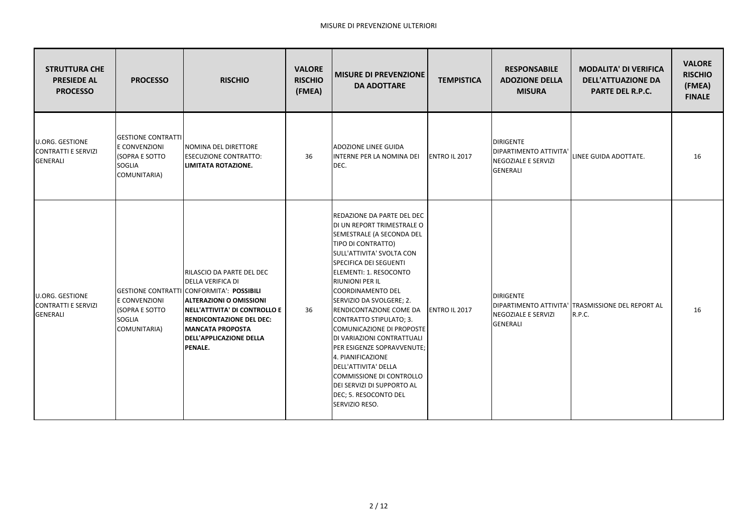MISURE DI PREVENZIONE ULTERIORI

| STRUTTURA CHE PRESIEDE AL PROCESSO | PROCESSO | RISCHIO | VALORE RISCHIO (FMEA) | MISURE DI PREVENZIONE DA ADOTTARE | TEMPISTICA | RESPONSABILE ADOZIONE DELLA MISURA | MODALITA' DI VERIFICA DELL'ATTUAZIONE DA PARTE DEL R.P.C. | VALORE RISCHIO (FMEA) FINALE |
|---|---|---|---|---|---|---|---|---|
| U.ORG. GESTIONE CONTRATTI E SERVIZI GENERALI | GESTIONE CONTRATTI E CONVENZIONI (SOPRA E SOTTO SOGLIA COMUNITARIA) | NOMINA DEL DIRETTORE ESECUZIONE CONTRATTO: **LIMITATA ROTAZIONE.** | 36 | ADOZIONE LINEE GUIDA INTERNE PER LA NOMINA DEI DEC. | ENTRO IL 2017 | DIRIGENTE DIPARTIMENTO ATTIVITA' NEGOZIALE E SERVIZI GENERALI | LINEE GUIDA ADOTTATE. | 16 |
| U.ORG. GESTIONE CONTRATTI E SERVIZI GENERALI | GESTIONE CONTRATTI E CONVENZIONI (SOPRA E SOTTO SOGLIA COMUNITARIA) | RILASCIO DA PARTE DEL DEC DELLA VERIFICA DI CONFORMITA': **POSSIBILI ALTERAZIONI O OMISSIONI NELL'ATTIVITA' DI CONTROLLO E RENDICONTAZIONE DEL DEC: MANCATA PROPOSTA DELL'APPLICAZIONE DELLA PENALE.** | 36 | REDAZIONE DA PARTE DEL DEC DI UN REPORT TRIMESTRALE O SEMESTRALE (A SECONDA DEL TIPO DI CONTRATTO) SULL'ATTIVITA' SVOLTA CON SPECIFICA DEI SEGUENTI ELEMENTI: 1. RESOCONTO RIUNIONI PER IL COORDINAMENTO DEL SERVIZIO DA SVOLGERE; 2. RENDICONTAZIONE COME DA CONTRATTO STIPULATO; 3. COMUNICAZIONE DI PROPOSTE DI VARIAZIONI CONTRATTUALI PER ESIGENZE SOPRAVVENUTE; 4. PIANIFICAZIONE DELL'ATTIVITA' DELLA COMMISSIONE DI CONTROLLO DEI SERVIZI DI SUPPORTO AL DEC; 5. RESOCONTO DEL SERVIZIO RESO. | ENTRO IL 2017 | DIRIGENTE DIPARTIMENTO ATTIVITA' NEGOZIALE E SERVIZI GENERALI | TRASMISSIONE DEL REPORT AL R.P.C. | 16 |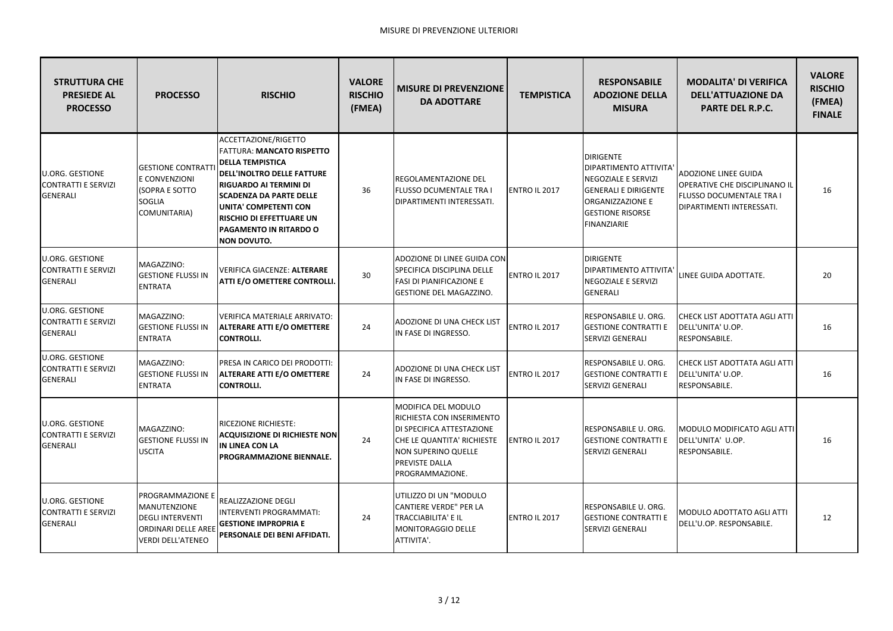MISURE DI PREVENZIONE ULTERIORI

| STRUTTURA CHE PRESIEDE AL PROCESSO | PROCESSO | RISCHIO | VALORE RISCHIO (FMEA) | MISURE DI PREVENZIONE DA ADOTTARE | TEMPISTICA | RESPONSABILE ADOZIONE DELLA MISURA | MODALITA' DI VERIFICA DELL'ATTUAZIONE DA PARTE DEL R.P.C. | VALORE RISCHIO (FMEA) FINALE |
|---|---|---|---|---|---|---|---|---|
| U.ORG. GESTIONE CONTRATTI E SERVIZI GENERALI | GESTIONE CONTRATTI E CONVENZIONI (SOPRA E SOTTO SOGLIA COMUNITARIA) | ACCETTAZIONE/RIGETTO FATTURA: **MANCATO RISPETTO DELLA TEMPISTICA DELL'INOLTRO DELLE FATTURE RIGUARDO AI TERMINI DI SCADENZA DA PARTE DELLE UNITA' COMPETENTI CON RISCHIO DI EFFETTUARE UN PAGAMENTO IN RITARDO O NON DOVUTO.** | 36 | REGOLAMENTAZIONE DEL FLUSSO DCUMENTALE TRA I DIPARTIMENTI INTERESSATI. | ENTRO IL 2017 | DIRIGENTE DIPARTIMENTO ATTIVITA' NEGOZIALE E SERVIZI GENERALI E DIRIGENTE ORGANIZZAZIONE E GESTIONE RISORSE FINANZIARIE | ADOZIONE LINEE GUIDA OPERATIVE CHE DISCIPLINANO IL FLUSSO DOCUMENTALE TRA I DIPARTIMENTI INTERESSATI. | 16 |
| U.ORG. GESTIONE CONTRATTI E SERVIZI GENERALI | MAGAZZINO: GESTIONE FLUSSI IN ENTRATA | VERIFICA GIACENZE: **ALTERARE ATTI E/O OMETTERE CONTROLLI.** | 30 | ADOZIONE DI LINEE GUIDA CON SPECIFICA DISCIPLINA DELLE FASI DI PIANIFICAZIONE E GESTIONE DEL MAGAZZINO. | ENTRO IL 2017 | DIRIGENTE DIPARTIMENTO ATTIVITA' NEGOZIALE E SERVIZI GENERALI | LINEE GUIDA ADOTTATE. | 20 |
| U.ORG. GESTIONE CONTRATTI E SERVIZI GENERALI | MAGAZZINO: GESTIONE FLUSSI IN ENTRATA | VERIFICA MATERIALE ARRIVATO: **ALTERARE ATTI E/O OMETTERE CONTROLLI.** | 24 | ADOZIONE DI UNA CHECK LIST IN FASE DI INGRESSO. | ENTRO IL 2017 | RESPONSABILE U. ORG. GESTIONE CONTRATTI E SERVIZI GENERALI | CHECK LIST ADOTTATA AGLI ATTI DELL'UNITA' U.OP. RESPONSABILE. | 16 |
| U.ORG. GESTIONE CONTRATTI E SERVIZI GENERALI | MAGAZZINO: GESTIONE FLUSSI IN ENTRATA | PRESA IN CARICO DEI PRODOTTI: **ALTERARE ATTI E/O OMETTERE CONTROLLI.** | 24 | ADOZIONE DI UNA CHECK LIST IN FASE DI INGRESSO. | ENTRO IL 2017 | RESPONSABILE U. ORG. GESTIONE CONTRATTI E SERVIZI GENERALI | CHECK LIST ADOTTATA AGLI ATTI DELL'UNITA' U.OP. RESPONSABILE. | 16 |
| U.ORG. GESTIONE CONTRATTI E SERVIZI GENERALI | MAGAZZINO: GESTIONE FLUSSI IN USCITA | RICEZIONE RICHIESTE: **ACQUISIZIONE DI RICHIESTE NON IN LINEA CON LA PROGRAMMAZIONE BIENNALE.** | 24 | MODIFICA DEL MODULO RICHIESTA CON INSERIMENTO DI SPECIFICA ATTESTAZIONE CHE LE QUANTITA' RICHIESTE NON SUPERINO QUELLE PREVISTE DALLA PROGRAMMAZIONE. | ENTRO IL 2017 | RESPONSABILE U. ORG. GESTIONE CONTRATTI E SERVIZI GENERALI | MODULO MODIFICATO AGLI ATTI DELL'UNITA' U.OP. RESPONSABILE. | 16 |
| U.ORG. GESTIONE CONTRATTI E SERVIZI GENERALI | PROGRAMMAZIONE E MANUTENZIONE DEGLI INTERVENTI ORDINARI DELLE AREE VERDI DELL'ATENEO | REALIZZAZIONE DEGLI INTERVENTI PROGRAMMATI: **GESTIONE IMPROPRIA E PERSONALE DEI BENI AFFIDATI.** | 24 | UTILIZZO DI UN "MODULO CANTIERE VERDE" PER LA TRACCIABILITA' E IL MONITORAGGIO DELLE ATTIVITA'. | ENTRO IL 2017 | RESPONSABILE U. ORG. GESTIONE CONTRATTI E SERVIZI GENERALI | MODULO ADOTTATO AGLI ATTI DELL'U.OP. RESPONSABILE. | 12 |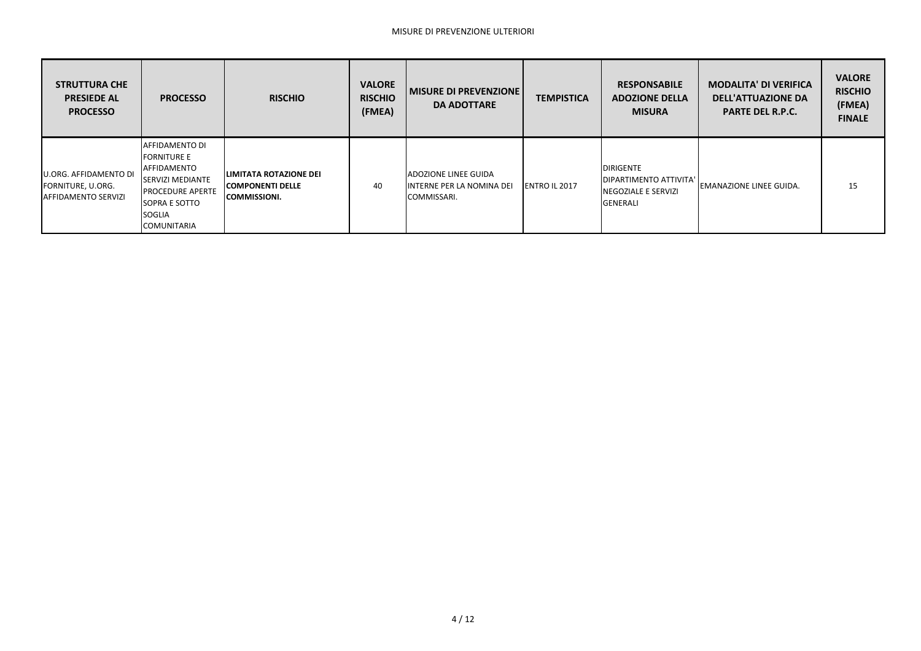MISURE DI PREVENZIONE ULTERIORI

| **STRUTTURA CHE PRESIEDE AL PROCESSO** | **PROCESSO** | **RISCHIO** | **VALORE RISCHIO (FMEA)** | **MISURE DI PREVENZIONE DA ADOTTARE** | **TEMPISTICA** | **RESPONSABILE ADOZIONE DELLA MISURA** | **MODALITA' DI VERIFICA DELL'ATTUAZIONE DA PARTE DEL R.P.C.** | **VALORE RISCHIO (FMEA) FINALE** |
|---|---|---|---|---|---|---|---|---|
| U.ORG. AFFIDAMENTO DI FORNITURE, U.ORG. AFFIDAMENTO SERVIZI | AFFIDAMENTO DI FORNITURE E AFFIDAMENTO SERVIZI MEDIANTE PROCEDURE APERTE SOPRA E SOTTO SOGLIA COMUNITARIA | **LIMITATA ROTAZIONE DEI COMPONENTI DELLE COMMISSIONI.** | 40 | ADOZIONE LINEE GUIDA INTERNE PER LA NOMINA DEI COMMISSARI. | ENTRO IL 2017 | DIRIGENTE DIPARTIMENTO ATTIVITA' NEGOZIALE E SERVIZI GENERALI | EMANAZIONE LINEE GUIDA. | 15 |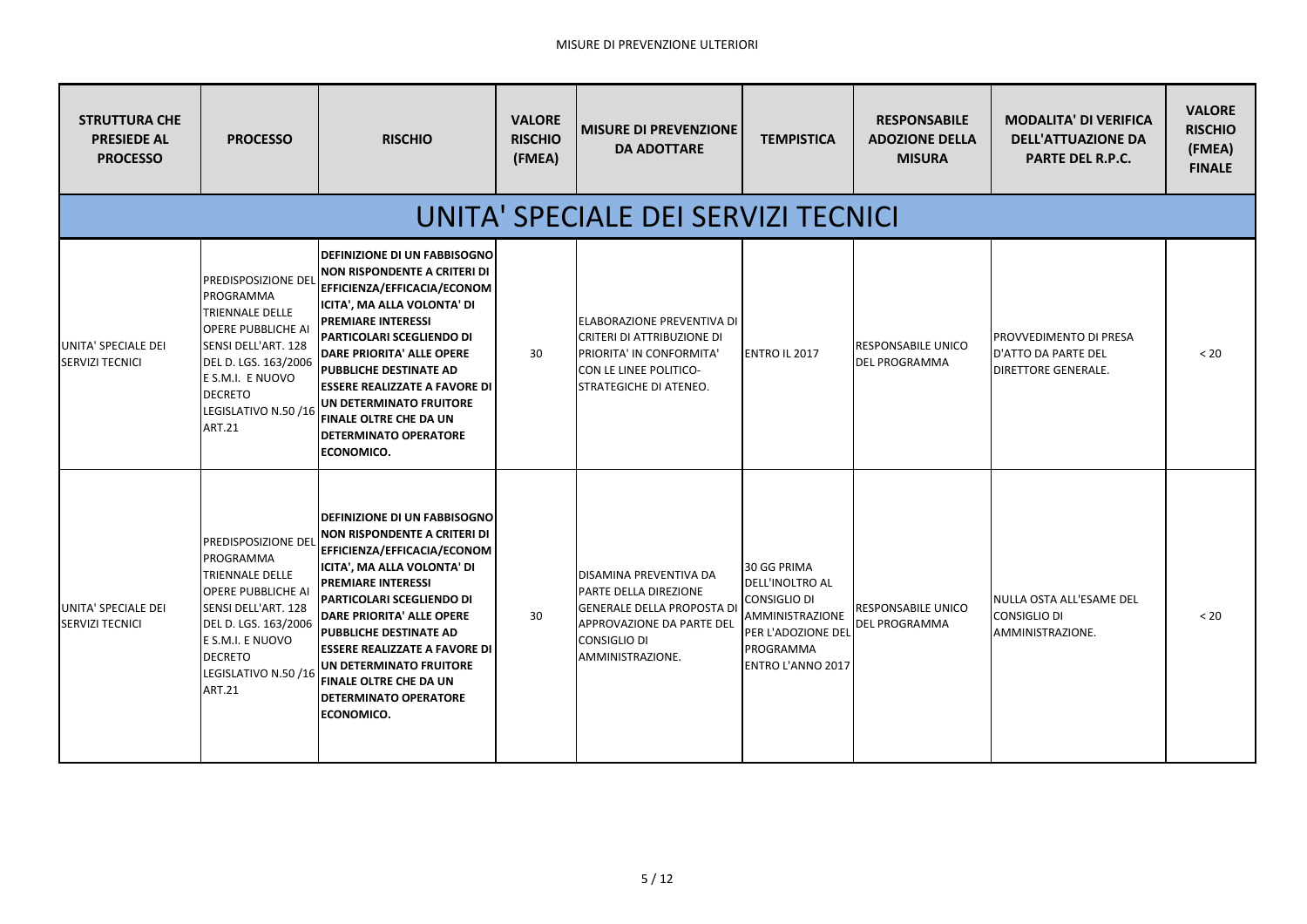MISURE DI PREVENZIONE ULTERIORI

| STRUTTURA CHE PRESIEDE AL PROCESSO | PROCESSO | RISCHIO | VALORE RISCHIO (FMEA) | MISURE DI PREVENZIONE DA ADOTTARE | TEMPISTICA | RESPONSABILE ADOZIONE DELLA MISURA | MODALITA' DI VERIFICA DELL'ATTUAZIONE DA PARTE DEL R.P.C. | VALORE RISCHIO (FMEA) FINALE |
|---|---|---|---|---|---|---|---|---|
| UNITA' SPECIALE DEI SERVIZI TECNICI | | | | | | | | |
| UNITA' SPECIALE DEI SERVIZI TECNICI | PREDISPOSIZIONE DEL PROGRAMMA TRIENNALE DELLE OPERE PUBBLICHE AI SENSI DELL'ART. 128 DEL D. LGS. 163/2006 E S.M.I. E NUOVO DECRETO LEGISLATIVO N.50 /16 ART.21 | **DEFINIZIONE DI UN FABBISOGNO NON RISPONDENTE A CRITERI DI EFFICIENZA/EFFICACIA/ECONOMICITA', MA ALLA VOLONTA' DI PREMIARE INTERESSI PARTICOLARI SCEGLIENDO DI DARE PRIORITA' ALLE OPERE PUBBLICHE DESTINATE AD ESSERE REALIZZATE A FAVORE DI UN DETERMINATO FRUITORE FINALE OLTRE CHE DA UN DETERMINATO OPERATORE ECONOMICO.** | 30 | ELABORAZIONE PREVENTIVA DI CRITERI DI ATTRIBUZIONE DI PRIORITA' IN CONFORMITA' CON LE LINEE POLITICO-STRATEGICHE DI ATENEO. | ENTRO IL 2017 | RESPONSABILE UNICO DEL PROGRAMMA | PROVVEDIMENTO DI PRESA D'ATTO DA PARTE DEL DIRETTORE GENERALE. | < 20 |
| UNITA' SPECIALE DEI SERVIZI TECNICI | PREDISPOSIZIONE DEL PROGRAMMA TRIENNALE DELLE OPERE PUBBLICHE AI SENSI DELL'ART. 128 DEL D. LGS. 163/2006 E S.M.I. E NUOVO DECRETO LEGISLATIVO N.50 /16 ART.21 | **DEFINIZIONE DI UN FABBISOGNO NON RISPONDENTE A CRITERI DI EFFICIENZA/EFFICACIA/ECONOMICITA', MA ALLA VOLONTA' DI PREMIARE INTERESSI PARTICOLARI SCEGLIENDO DI DARE PRIORITA' ALLE OPERE PUBBLICHE DESTINATE AD ESSERE REALIZZATE A FAVORE DI UN DETERMINATO FRUITORE FINALE OLTRE CHE DA UN DETERMINATO OPERATORE ECONOMICO.** | 30 | DISAMINA PREVENTIVA DA PARTE DELLA DIREZIONE GENERALE DELLA PROPOSTA DI APPROVAZIONE DA PARTE DEL CONSIGLIO DI AMMINISTRAZIONE. | 30 GG PRIMA DELL'INOLTRO AL CONSIGLIO DI AMMINISTRAZIONE PER L'ADOZIONE DEL PROGRAMMA ENTRO L'ANNO 2017 | RESPONSABILE UNICO DEL PROGRAMMA | NULLA OSTA ALL'ESAME DEL CONSIGLIO DI AMMINISTRAZIONE. | < 20 |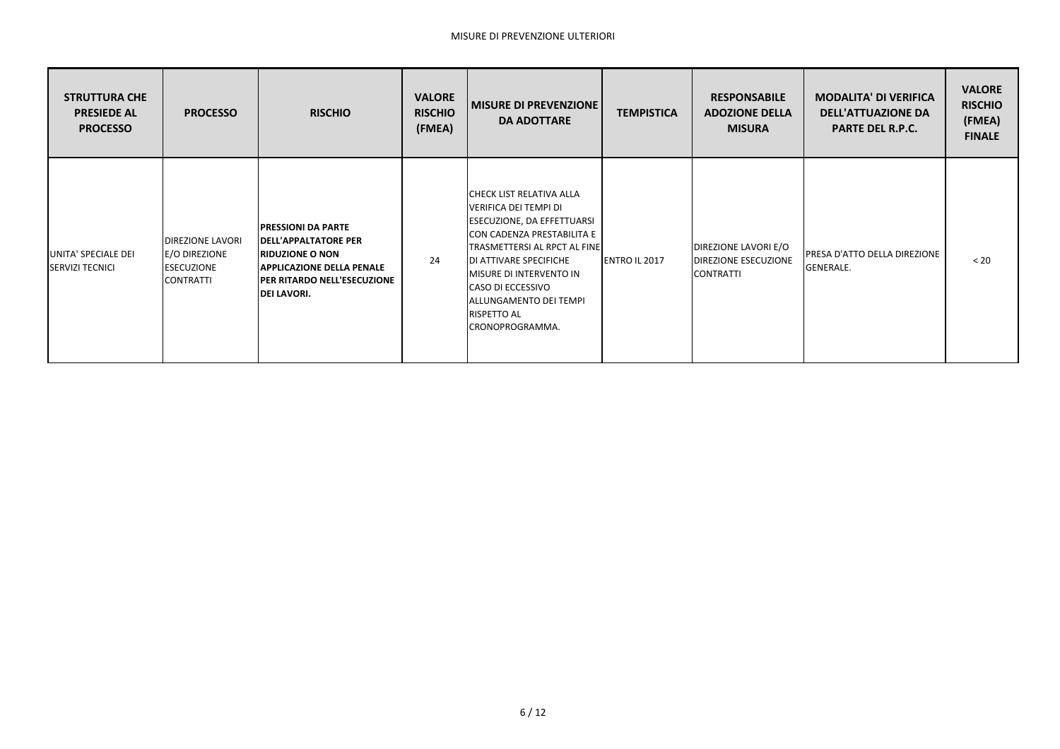MISURE DI PREVENZIONE ULTERIORI

| STRUTTURA CHE PRESIEDE AL PROCESSO | PROCESSO | RISCHIO | VALORE RISCHIO (FMEA) | MISURE DI PREVENZIONE DA ADOTTARE | TEMPISTICA | RESPONSABILE ADOZIONE DELLA MISURA | MODALITA' DI VERIFICA DELL'ATTUAZIONE DA PARTE DEL R.P.C. | VALORE RISCHIO (FMEA) FINALE |
|---|---|---|---|---|---|---|---|---|
| UNITA' SPECIALE DEI SERVIZI TECNICI | DIREZIONE LAVORI E/O DIREZIONE ESECUZIONE CONTRATTI | **PRESSIONI DA PARTE DELL'APPALTATORE PER RIDUZIONE O NON APPLICAZIONE DELLA PENALE PER RITARDO NELL'ESECUZIONE DEI LAVORI.** | 24 | CHECK LIST RELATIVA ALLA VERIFICA DEI TEMPI DI ESECUZIONE, DA EFFETTUARSI CON CADENZA PRESTABILITA E TRASMETTERSI AL RPCT AL FINE DI ATTIVARE SPECIFICHE MISURE DI INTERVENTO IN CASO DI ECCESSIVO ALLUNGAMENTO DEI TEMPI RISPETTO AL CRONOPROGRAMMA. | ENTRO IL 2017 | DIREZIONE LAVORI E/O DIREZIONE ESECUZIONE CONTRATTI | PRESA D'ATTO DELLA DIREZIONE GENERALE. | < 20 |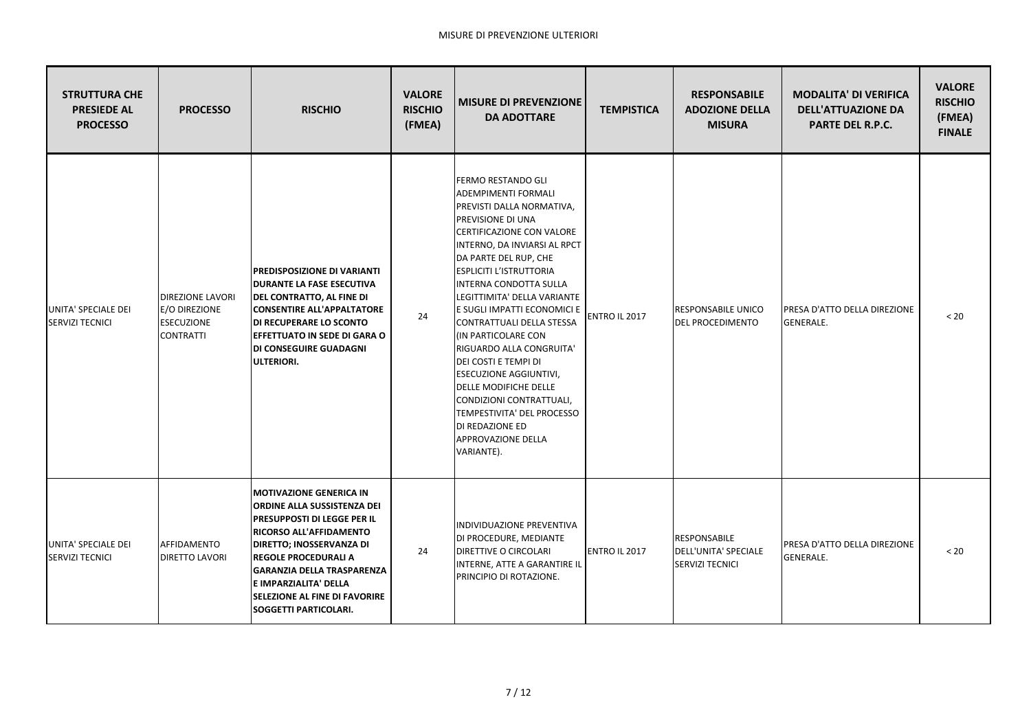MISURE DI PREVENZIONE ULTERIORI

| STRUTTURA CHE PRESIEDE AL PROCESSO | PROCESSO | RISCHIO | VALORE RISCHIO (FMEA) | MISURE DI PREVENZIONE DA ADOTTARE | TEMPISTICA | RESPONSABILE ADOZIONE DELLA MISURA | MODALITA' DI VERIFICA DELL'ATTUAZIONE DA PARTE DEL R.P.C. | VALORE RISCHIO (FMEA) FINALE |
|---|---|---|---|---|---|---|---|---|
| UNITA' SPECIALE DEI SERVIZI TECNICI | DIREZIONE LAVORI E/O DIREZIONE ESECUZIONE CONTRATTI | **PREDISPOSIZIONE DI VARIANTI DURANTE LA FASE ESECUTIVA DEL CONTRATTO, AL FINE DI CONSENTIRE ALL'APPALTATORE DI RECUPERARE LO SCONTO EFFETTUATO IN SEDE DI GARA O DI CONSEGUIRE GUADAGNI ULTERIORI.** | 24 | FERMO RESTANDO GLI ADEMPIMENTI FORMALI PREVISTI DALLA NORMATIVA, PREVISIONE DI UNA CERTIFICAZIONE CON VALORE INTERNO, DA INVIARSI AL RPCT DA PARTE DEL RUP, CHE ESPLICITI L'ISTRUTTORIA INTERNA CONDOTTA SULLA LEGITTIMITA' DELLA VARIANTE E SUGLI IMPATTI ECONOMICI E CONTRATTUALI DELLA STESSA (IN PARTICOLARE CON RIGUARDO ALLA CONGRUITA' DEI COSTI E TEMPI DI ESECUZIONE AGGIUNTIVI, DELLE MODIFICHE DELLE CONDIZIONI CONTRATTUALI, TEMPESTIVITA' DEL PROCESSO DI REDAZIONE ED APPROVAZIONE DELLA VARIANTE). | ENTRO IL 2017 | RESPONSABILE UNICO DEL PROCEDIMENTO | PRESA D'ATTO DELLA DIREZIONE GENERALE. | < 20 |
| UNITA' SPECIALE DEI SERVIZI TECNICI | AFFIDAMENTO DIRETTO LAVORI | **MOTIVAZIONE GENERICA IN ORDINE ALLA SUSSISTENZA DEI PRESUPPOSTI DI LEGGE PER IL RICORSO ALL'AFFIDAMENTO DIRETTO; INOSSERVANZA DI REGOLE PROCEDURALI A GARANZIA DELLA TRASPARENZA E IMPARZIALITA' DELLA SELEZIONE AL FINE DI FAVORIRE SOGGETTI PARTICOLARI.** | 24 | INDIVIDUAZIONE PREVENTIVA DI PROCEDURE, MEDIANTE DIRETTIVE O CIRCOLARI INTERNE, ATTE A GARANTIRE IL PRINCIPIO DI ROTAZIONE. | ENTRO IL 2017 | RESPONSABILE DELL'UNITA' SPECIALE SERVIZI TECNICI | PRESA D'ATTO DELLA DIREZIONE GENERALE. | < 20 |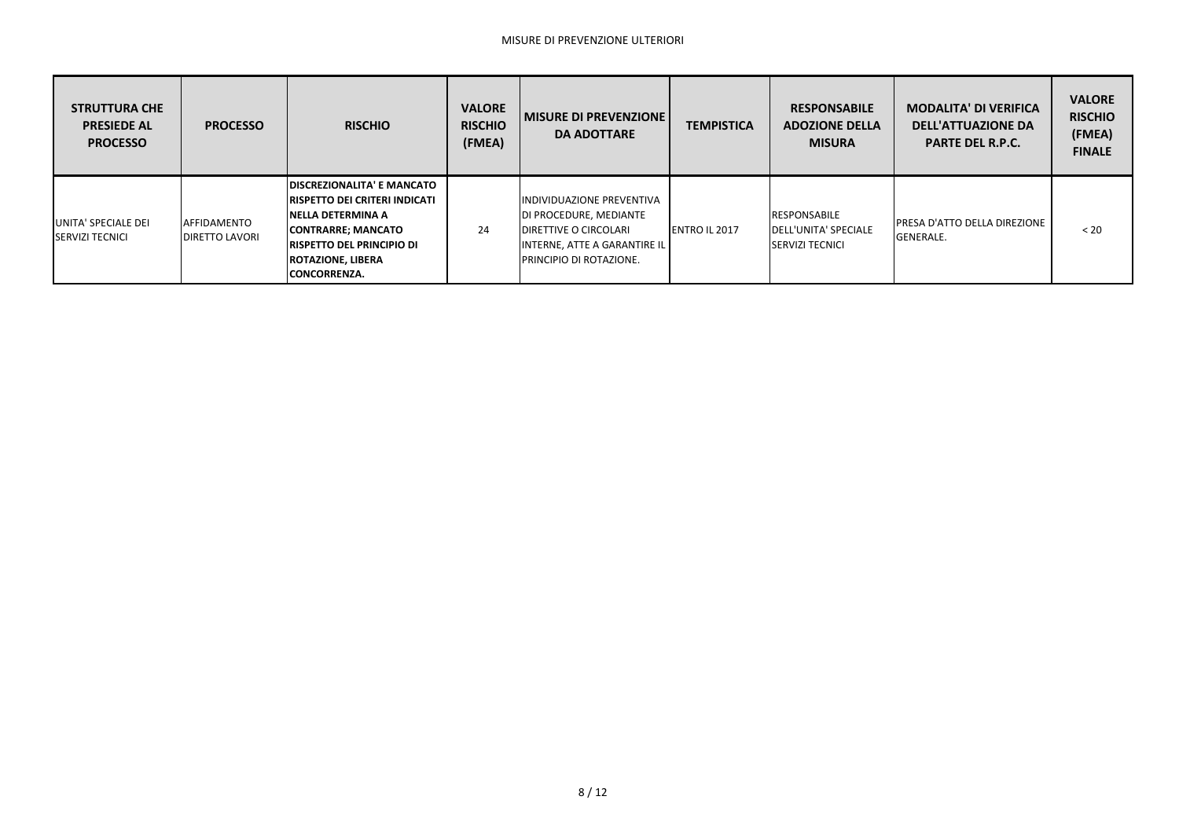MISURE DI PREVENZIONE ULTERIORI

| STRUTTURA CHE PRESIEDE AL PROCESSO | PROCESSO | RISCHIO | VALORE RISCHIO (FMEA) | MISURE DI PREVENZIONE DA ADOTTARE | TEMPISTICA | RESPONSABILE ADOZIONE DELLA MISURA | MODALITA' DI VERIFICA DELL'ATTUAZIONE DA PARTE DEL R.P.C. | VALORE RISCHIO (FMEA) FINALE |
|---|---|---|---|---|---|---|---|---|
| UNITA' SPECIALE DEI SERVIZI TECNICI | AFFIDAMENTO DIRETTO LAVORI | **DISCREZIONALITA' E MANCATO RISPETTO DEI CRITERI INDICATI NELLA DETERMINA A CONTRARRE; MANCATO RISPETTO DEL PRINCIPIO DI ROTAZIONE, LIBERA CONCORRENZA.** | 24 | INDIVIDUAZIONE PREVENTIVA DI PROCEDURE, MEDIANTE DIRETTIVE O CIRCOLARI INTERNE, ATTE A GARANTIRE IL PRINCIPIO DI ROTAZIONE. | ENTRO IL 2017 | RESPONSABILE DELL'UNITA' SPECIALE SERVIZI TECNICI | PRESA D'ATTO DELLA DIREZIONE GENERALE. | < 20 |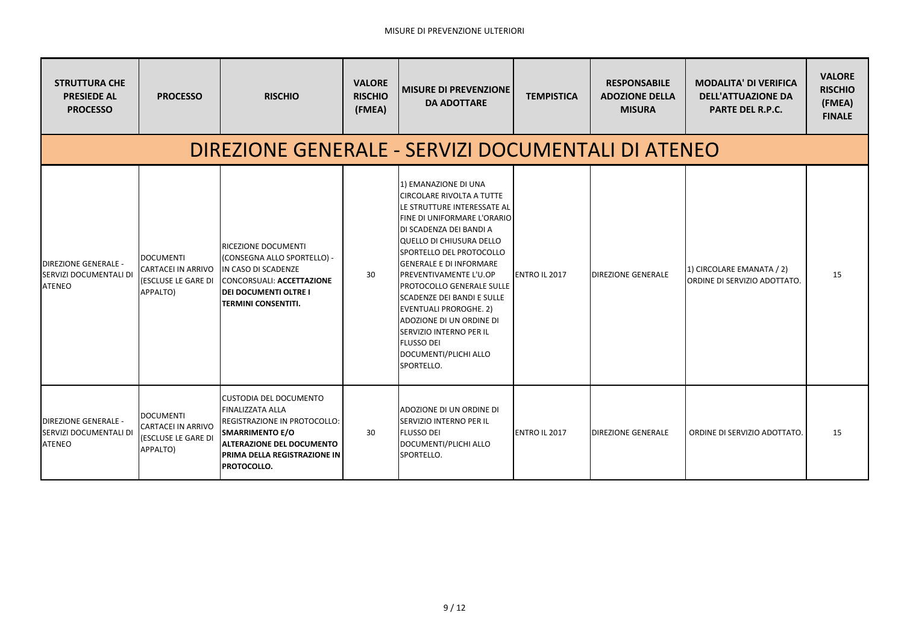MISURE DI PREVENZIONE ULTERIORI

| STRUTTURA CHE PRESIEDE AL PROCESSO | PROCESSO | RISCHIO | VALORE RISCHIO (FMEA) | MISURE DI PREVENZIONE DA ADOTTARE | TEMPISTICA | RESPONSABILE ADOZIONE DELLA MISURA | MODALITA' DI VERIFICA DELL'ATTUAZIONE DA PARTE DEL R.P.C. | VALORE RISCHIO (FMEA) FINALE |
|---|---|---|---|---|---|---|---|---|
| **DIREZIONE GENERALE - SERVIZI DOCUMENTALI DI ATENEO** | | | | | | | | |
| DIREZIONE GENERALE - SERVIZI DOCUMENTALI DI ATENEO | DOCUMENTI CARTACEI IN ARRIVO (ESCLUSE LE GARE DI APPALTO) | RICEZIONE DOCUMENTI (CONSEGNA ALLO SPORTELLO) - IN CASO DI SCADENZE CONCORSUALI: **ACCETTAZIONE DEI DOCUMENTI OLTRE I TERMINI CONSENTITI.** | 30 | 1) EMANAZIONE DI UNA CIRCOLARE RIVOLTA A TUTTE LE STRUTTURE INTERESSATE AL FINE DI UNIFORMARE L'ORARIO DI SCADENZA DEI BANDI A QUELLO DI CHIUSURA DELLO SPORTELLO DEL PROTOCOLLO GENERALE E DI INFORMARE PREVENTIVAMENTE L'U.OP PROTOCOLLO GENERALE SULLE SCADENZE DEI BANDI E SULLE EVENTUALI PROROGHE. 2) ADOZIONE DI UN ORDINE DI SERVIZIO INTERNO PER IL FLUSSO DEI DOCUMENTI/PLICHI ALLO SPORTELLO. | ENTRO IL 2017 | DIREZIONE GENERALE | 1) CIRCOLARE EMANATA / 2) ORDINE DI SERVIZIO ADOTTATO. | 15 |
| DIREZIONE GENERALE - SERVIZI DOCUMENTALI DI ATENEO | DOCUMENTI CARTACEI IN ARRIVO (ESCLUSE LE GARE DI APPALTO) | CUSTODIA DEL DOCUMENTO FINALIZZATA ALLA REGISTRAZIONE IN PROTOCOLLO: **SMARRIMENTO E/O ALTERAZIONE DEL DOCUMENTO PRIMA DELLA REGISTRAZIONE IN PROTOCOLLO.** | 30 | ADOZIONE DI UN ORDINE DI SERVIZIO INTERNO PER IL FLUSSO DEI DOCUMENTI/PLICHI ALLO SPORTELLO. | ENTRO IL 2017 | DIREZIONE GENERALE | ORDINE DI SERVIZIO ADOTTATO. | 15 |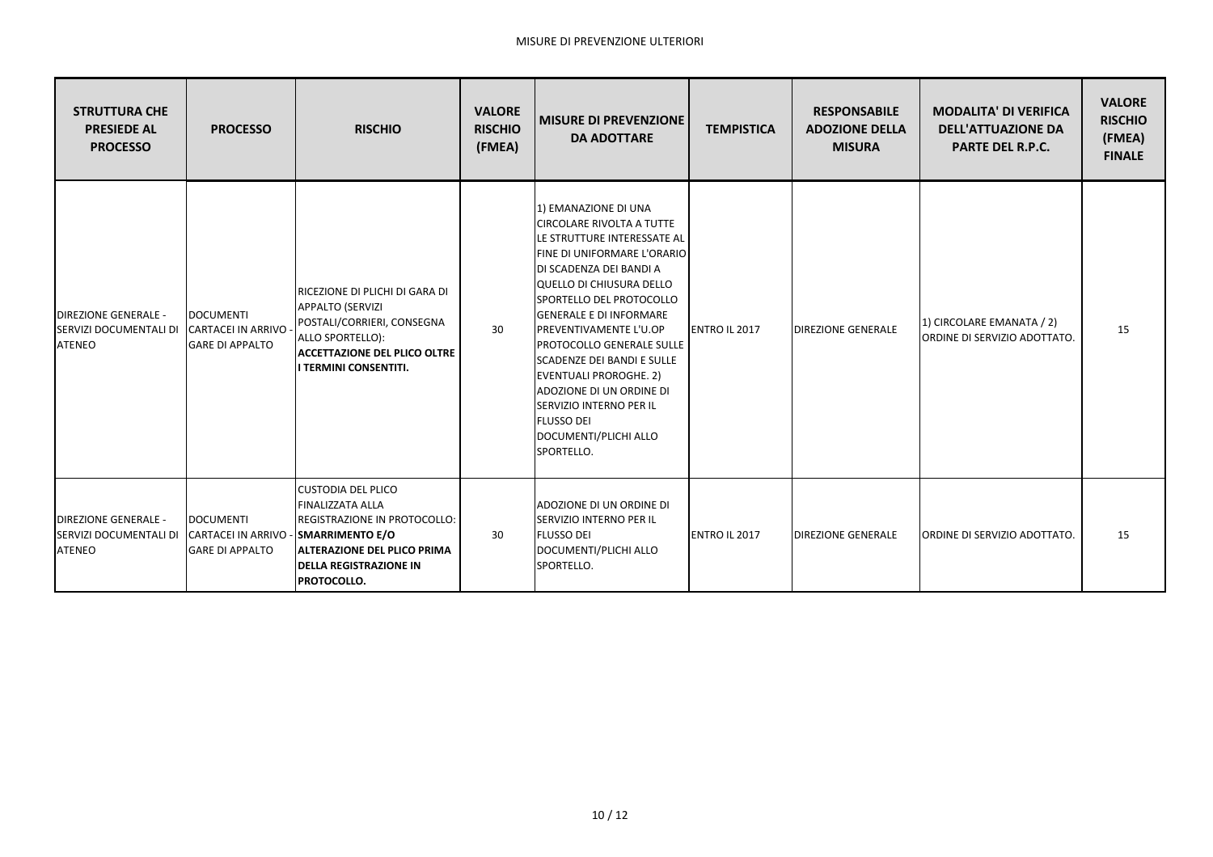MISURE DI PREVENZIONE ULTERIORI

| STRUTTURA CHE PRESIEDE AL PROCESSO | PROCESSO | RISCHIO | VALORE RISCHIO (FMEA) | MISURE DI PREVENZIONE DA ADOTTARE | TEMPISTICA | RESPONSABILE ADOZIONE DELLA MISURA | MODALITA' DI VERIFICA DELL'ATTUAZIONE DA PARTE DEL R.P.C. | VALORE RISCHIO (FMEA) FINALE |
|---|---|---|---|---|---|---|---|---|
| DIREZIONE GENERALE - SERVIZI DOCUMENTALI DI ATENEO | DOCUMENTI CARTACEI IN ARRIVO - GARE DI APPALTO | RICEZIONE DI PLICHI DI GARA DI APPALTO (SERVIZI POSTALI/CORRIERI, CONSEGNA ALLO SPORTELLO): **ACCETTAZIONE DEL PLICO OLTRE I TERMINI CONSENTITI.** | 30 | 1) EMANAZIONE DI UNA CIRCOLARE RIVOLTA A TUTTE LE STRUTTURE INTERESSATE AL FINE DI UNIFORMARE L'ORARIO DI SCADENZA DEI BANDI A QUELLO DI CHIUSURA DELLO SPORTELLO DEL PROTOCOLLO GENERALE E DI INFORMARE PREVENTIVAMENTE L'U.OP PROTOCOLLO GENERALE SULLE SCADENZE DEI BANDI E SULLE EVENTUALI PROROGHE. 2) ADOZIONE DI UN ORDINE DI SERVIZIO INTERNO PER IL FLUSSO DEI DOCUMENTI/PLICHI ALLO SPORTELLO. | ENTRO IL 2017 | DIREZIONE GENERALE | 1) CIRCOLARE EMANATA / 2) ORDINE DI SERVIZIO ADOTTATO. | 15 |
| DIREZIONE GENERALE - SERVIZI DOCUMENTALI DI ATENEO | DOCUMENTI CARTACEI IN ARRIVO - GARE DI APPALTO | CUSTODIA DEL PLICO FINALIZZATA ALLA REGISTRAZIONE IN PROTOCOLLO: **SMARRIMENTO E/O ALTERAZIONE DEL PLICO PRIMA DELLA REGISTRAZIONE IN PROTOCOLLO.** | 30 | ADOZIONE DI UN ORDINE DI SERVIZIO INTERNO PER IL FLUSSO DEI DOCUMENTI/PLICHI ALLO SPORTELLO. | ENTRO IL 2017 | DIREZIONE GENERALE | ORDINE DI SERVIZIO ADOTTATO. | 15 |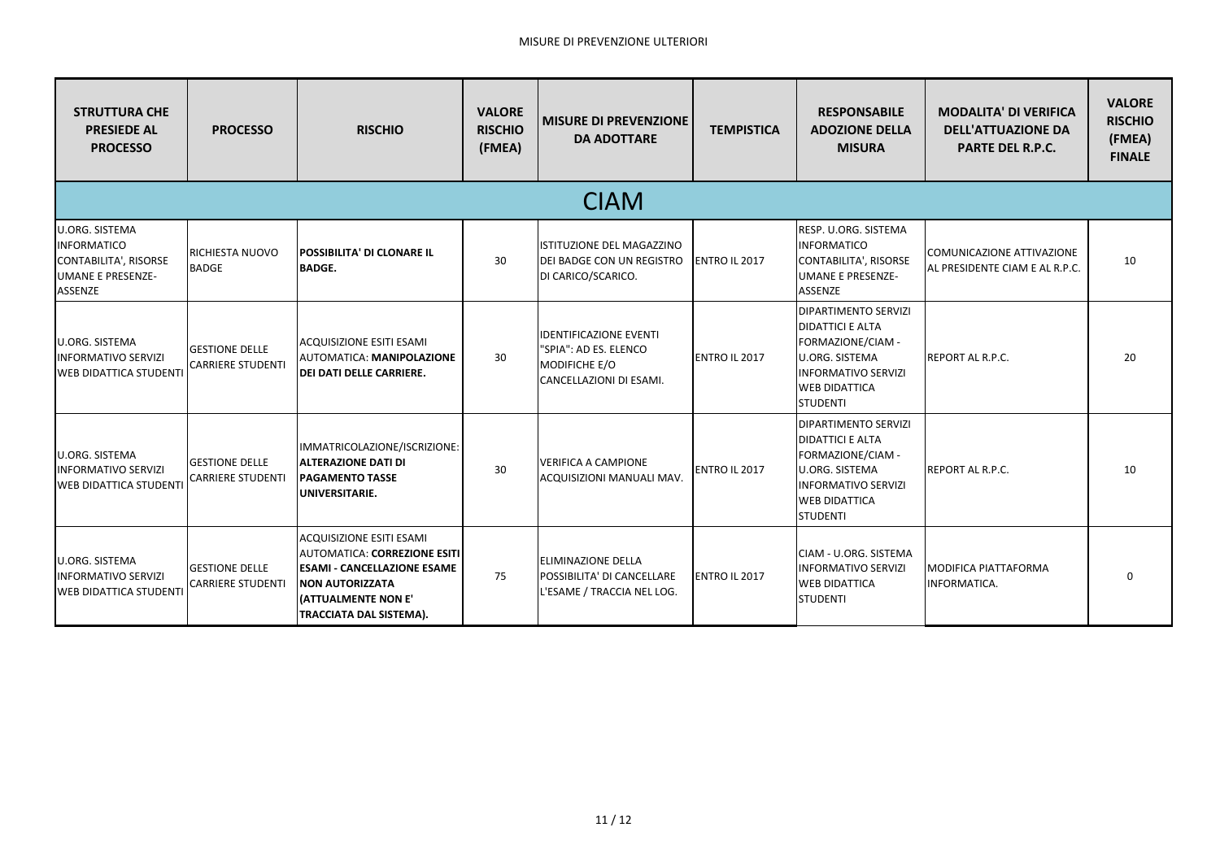MISURE DI PREVENZIONE ULTERIORI

| STRUTTURA CHE PRESIEDE AL PROCESSO | PROCESSO | RISCHIO | VALORE RISCHIO (FMEA) | MISURE DI PREVENZIONE DA ADOTTARE | TEMPISTICA | RESPONSABILE ADOZIONE DELLA MISURA | MODALITA' DI VERIFICA DELL'ATTUAZIONE DA PARTE DEL R.P.C. | VALORE RISCHIO (FMEA) FINALE |
|---|---|---|---|---|---|---|---|---|
| **CIAM** | | | | | | | | |
| U.ORG. SISTEMA INFORMATICO CONTABILITA', RISORSE UMANE E PRESENZE-ASSENZE | RICHIESTA NUOVO BADGE | **POSSIBILITA' DI CLONARE IL BADGE.** | 30 | ISTITUZIONE DEL MAGAZZINO DEI BADGE CON UN REGISTRO DI CARICO/SCARICO. | ENTRO IL 2017 | RESP. U.ORG. SISTEMA INFORMATICO CONTABILITA', RISORSE UMANE E PRESENZE-ASSENZE | COMUNICAZIONE ATTIVAZIONE AL PRESIDENTE CIAM E AL R.P.C. | 10 |
| U.ORG. SISTEMA INFORMATIVO SERVIZI WEB DIDATTICA STUDENTI | GESTIONE DELLE CARRIERE STUDENTI | ACQUISIZIONE ESITI ESAMI AUTOMATICA: **MANIPOLAZIONE DEI DATI DELLE CARRIERE.** | 30 | IDENTIFICAZIONE EVENTI "SPIA": AD ES. ELENCO MODIFICHE E/O CANCELLAZIONI DI ESAMI. | ENTRO IL 2017 | DIPARTIMENTO SERVIZI DIDATTICI E ALTA FORMAZIONE/CIAM - U.ORG. SISTEMA INFORMATIVO SERVIZI WEB DIDATTICA STUDENTI | REPORT AL R.P.C. | 20 |
| U.ORG. SISTEMA INFORMATIVO SERVIZI WEB DIDATTICA STUDENTI | GESTIONE DELLE CARRIERE STUDENTI | IMMATRICOLAZIONE/ISCRIZIONE: **ALTERAZIONE DATI DI PAGAMENTO TASSE UNIVERSITARIE.** | 30 | VERIFICA A CAMPIONE ACQUISIZIONI MANUALI MAV. | ENTRO IL 2017 | DIPARTIMENTO SERVIZI DIDATTICI E ALTA FORMAZIONE/CIAM - U.ORG. SISTEMA INFORMATIVO SERVIZI WEB DIDATTICA STUDENTI | REPORT AL R.P.C. | 10 |
| U.ORG. SISTEMA INFORMATIVO SERVIZI WEB DIDATTICA STUDENTI | GESTIONE DELLE CARRIERE STUDENTI | ACQUISIZIONE ESITI ESAMI AUTOMATICA: **CORREZIONE ESITI ESAMI - CANCELLAZIONE ESAME NON AUTORIZZATA (ATTUALMENTE NON E' TRACCIATA DAL SISTEMA).** | 75 | ELIMINAZIONE DELLA POSSIBILITA' DI CANCELLARE L'ESAME / TRACCIA NEL LOG. | ENTRO IL 2017 | CIAM - U.ORG. SISTEMA INFORMATIVO SERVIZI WEB DIDATTICA STUDENTI | MODIFICA PIATTAFORMA INFORMATICA. | 0 |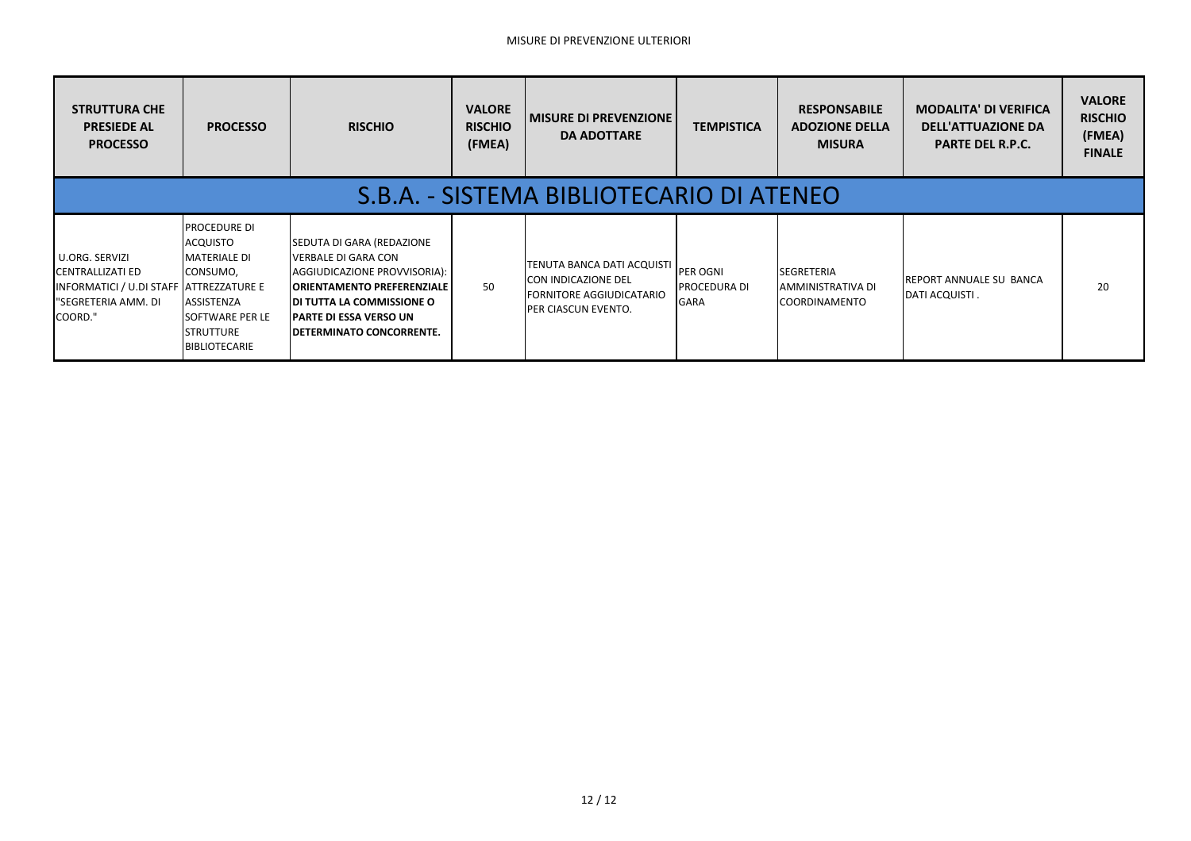MISURE DI PREVENZIONE ULTERIORI

| STRUTTURA CHE PRESIEDE AL PROCESSO | PROCESSO | RISCHIO | VALORE RISCHIO (FMEA) | MISURE DI PREVENZIONE DA ADOTTARE | TEMPISTICA | RESPONSABILE ADOZIONE DELLA MISURA | MODALITA' DI VERIFICA DELL'ATTUAZIONE DA PARTE DEL R.P.C. | VALORE RISCHIO (FMEA) FINALE |
|---|---|---|---|---|---|---|---|---|
| **S.B.A. - SISTEMA BIBLIOTECARIO DI ATENEO** | | | | | | | | |
| U.ORG. SERVIZI CENTRALLIZATI ED INFORMATICI / U.DI STAFF "SEGRETERIA AMM. DI COORD." | PROCEDURE DI ACQUISTO MATERIALE DI CONSUMO, ATTREZZATURE E ASSISTENZA SOFTWARE PER LE STRUTTURE BIBLIOTECARIE | SEDUTA DI GARA (REDAZIONE VERBALE DI GARA CON AGGIUDICAZIONE PROVVISORIA): **ORIENTAMENTO PREFERENZIALE DI TUTTA LA COMMISSIONE O PARTE DI ESSA VERSO UN DETERMINATO CONCORRENTE.** | 50 | TENUTA BANCA DATI ACQUISTI CON INDICAZIONE DEL FORNITORE AGGIUDICATARIO PER CIASCUN EVENTO. | PER OGNI PROCEDURA DI GARA | SEGRETERIA AMMINISTRATIVA DI COORDINAMENTO | REPORT ANNUALE SU BANCA DATI ACQUISTI . | 20 |